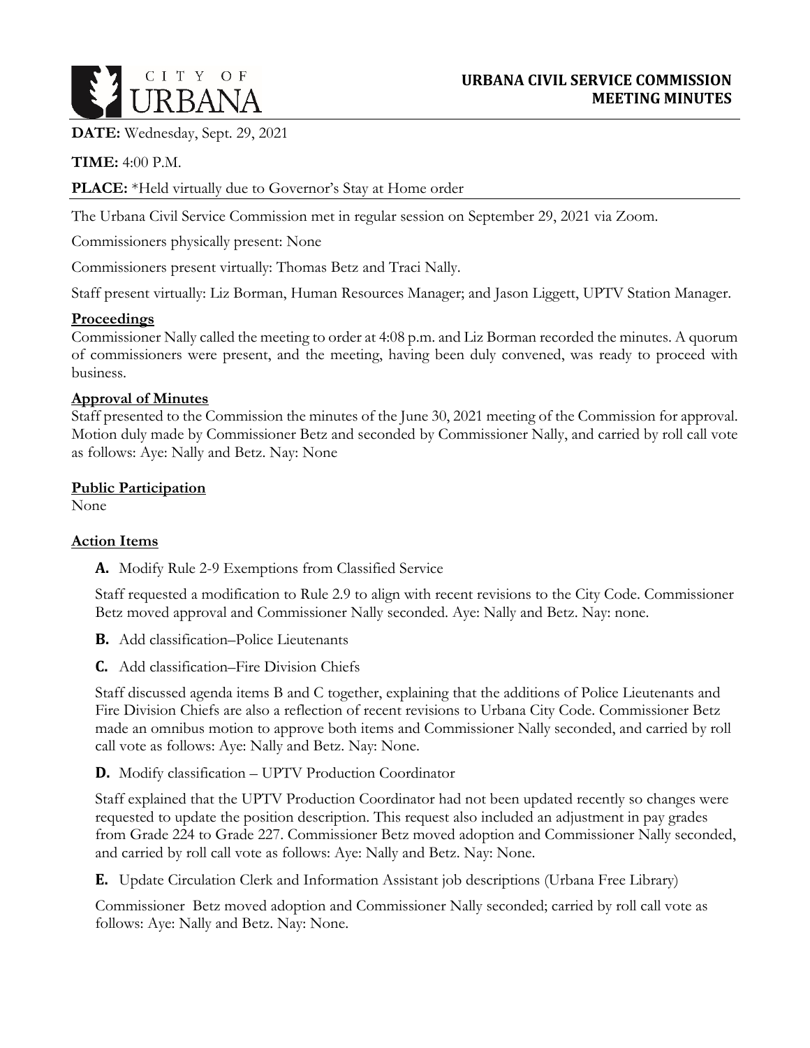CITY OF URBANA

# URBANA CIVIL SERVICE COMMISSION MEETING MINUTES

**DATE:** Wednesday, Sept. 29, 2021

**TIME:** 4:00 P.M.

**PLACE:** *Held virtually due to Governor's Stay at Home order

The Urbana Civil Service Commission met in regular session on September 29, 2021 via Zoom.

Commissioners physically present: None

Commissioners present virtually: Thomas Betz and Traci Nally.

Staff present virtually: Liz Borman, Human Resources Manager; and Jason Liggett, UPTV Station Manager.

## Proceedings

Commissioner Nally called the meeting to order at 4:08 p.m. and Liz Borman recorded the minutes. A quorum of commissioners were present, and the meeting, having been duly convened, was ready to proceed with business.

## Approval of Minutes

Staff presented to the Commission the minutes of the June 30, 2021 meeting of the Commission for approval. Motion duly made by Commissioner Betz and seconded by Commissioner Nally, and carried by roll call vote as follows: Aye: Nally and Betz. Nay: None

## Public Participation

None

## Action Items

**A.** Modify Rule 2-9 Exemptions from Classified Service

Staff requested a modification to Rule 2.9 to align with recent revisions to the City Code. Commissioner Betz moved approval and Commissioner Nally seconded. Aye: Nally and Betz. Nay: none.

**B.** Add classification–Police Lieutenants

**C.** Add classification–Fire Division Chiefs

Staff discussed agenda items B and C together, explaining that the additions of Police Lieutenants and Fire Division Chiefs are also a reflection of recent revisions to Urbana City Code. Commissioner Betz made an omnibus motion to approve both items and Commissioner Nally seconded, and carried by roll call vote as follows: Aye: Nally and Betz. Nay: None.

**D.** Modify classification – UPTV Production Coordinator

Staff explained that the UPTV Production Coordinator had not been updated recently so changes were requested to update the position description. This request also included an adjustment in pay grades from Grade 224 to Grade 227. Commissioner Betz moved adoption and Commissioner Nally seconded, and carried by roll call vote as follows: Aye: Nally and Betz. Nay: None.

**E.** Update Circulation Clerk and Information Assistant job descriptions (Urbana Free Library)

Commissioner Betz moved adoption and Commissioner Nally seconded; carried by roll call vote as follows: Aye: Nally and Betz. Nay: None.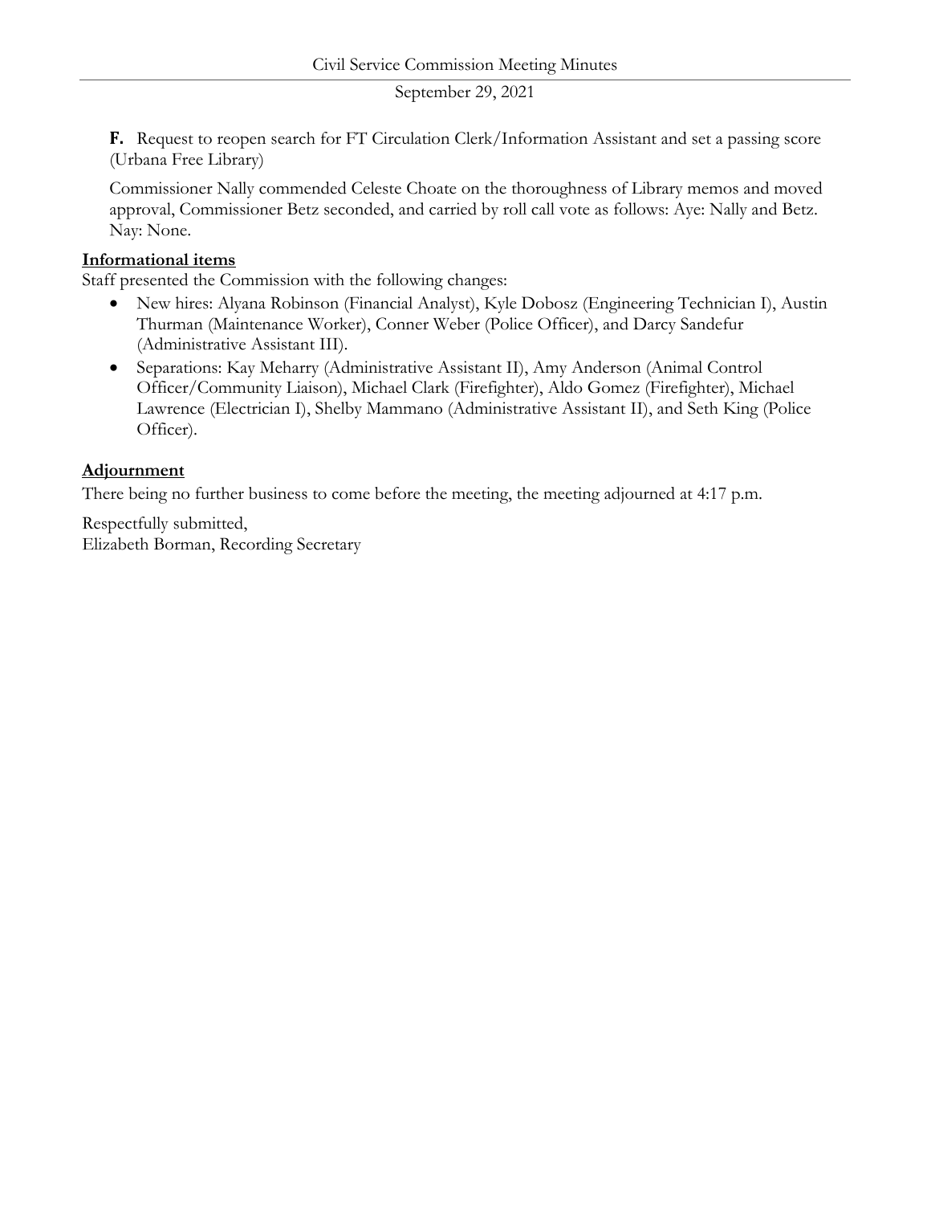**F.** Request to reopen search for FT Circulation Clerk/Information Assistant and set a passing score (Urbana Free Library)

Commissioner Nally commended Celeste Choate on the thoroughness of Library memos and moved approval, Commissioner Betz seconded, and carried by roll call vote as follows: Aye: Nally and Betz. Nay: None.

**Informational items**

Staff presented the Commission with the following changes:

- New hires: Alyana Robinson (Financial Analyst), Kyle Dobosz (Engineering Technician I), Austin Thurman (Maintenance Worker), Conner Weber (Police Officer), and Darcy Sandefur (Administrative Assistant III).
- Separations: Kay Meharry (Administrative Assistant II), Amy Anderson (Animal Control Officer/Community Liaison), Michael Clark (Firefighter), Aldo Gomez (Firefighter), Michael Lawrence (Electrician I), Shelby Mammano (Administrative Assistant II), and Seth King (Police Officer).

**Adjournment**

There being no further business to come before the meeting, the meeting adjourned at 4:17 p.m.

Respectfully submitted,
Elizabeth Borman, Recording Secretary